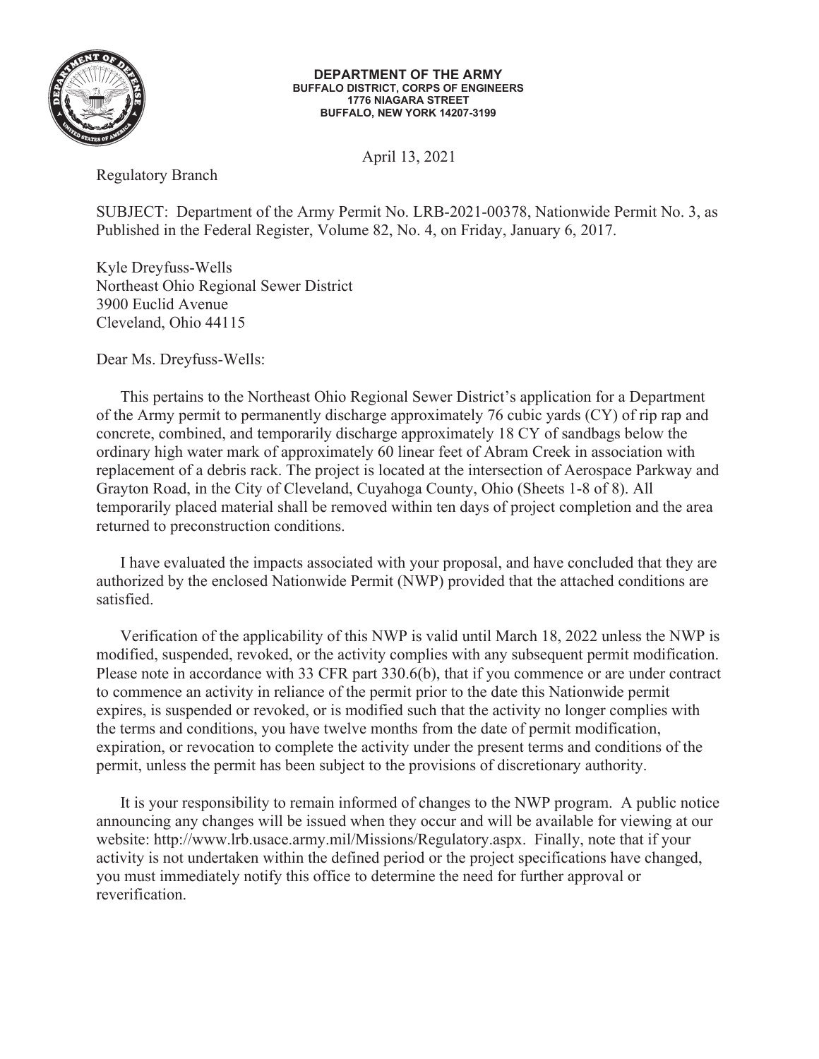**DEPARTMENT OF THE ARMY**
**BUFFALO DISTRICT, CORPS OF ENGINEERS**
**1776 NIAGARA STREET**
**BUFFALO, NEW YORK 14207-3199**

April 13, 2021

Regulatory Branch

SUBJECT: Department of the Army Permit No. LRB-2021-00378, Nationwide Permit No. 3, as Published in the Federal Register, Volume 82, No. 4, on Friday, January 6, 2017.

Kyle Dreyfuss-Wells
Northeast Ohio Regional Sewer District
3900 Euclid Avenue
Cleveland, Ohio 44115

Dear Ms. Dreyfuss-Wells:

This pertains to the Northeast Ohio Regional Sewer District's application for a Department of the Army permit to permanently discharge approximately 76 cubic yards (CY) of rip rap and concrete, combined, and temporarily discharge approximately 18 CY of sandbags below the ordinary high water mark of approximately 60 linear feet of Abram Creek in association with replacement of a debris rack. The project is located at the intersection of Aerospace Parkway and Grayton Road, in the City of Cleveland, Cuyahoga County, Ohio (Sheets 1-8 of 8). All temporarily placed material shall be removed within ten days of project completion and the area returned to preconstruction conditions.

I have evaluated the impacts associated with your proposal, and have concluded that they are authorized by the enclosed Nationwide Permit (NWP) provided that the attached conditions are satisfied.

Verification of the applicability of this NWP is valid until March 18, 2022 unless the NWP is modified, suspended, revoked, or the activity complies with any subsequent permit modification. Please note in accordance with 33 CFR part 330.6(b), that if you commence or are under contract to commence an activity in reliance of the permit prior to the date this Nationwide permit expires, is suspended or revoked, or is modified such that the activity no longer complies with the terms and conditions, you have twelve months from the date of permit modification, expiration, or revocation to complete the activity under the present terms and conditions of the permit, unless the permit has been subject to the provisions of discretionary authority.

It is your responsibility to remain informed of changes to the NWP program. A public notice announcing any changes will be issued when they occur and will be available for viewing at our website: http://www.lrb.usace.army.mil/Missions/Regulatory.aspx. Finally, note that if your activity is not undertaken within the defined period or the project specifications have changed, you must immediately notify this office to determine the need for further approval or reverification.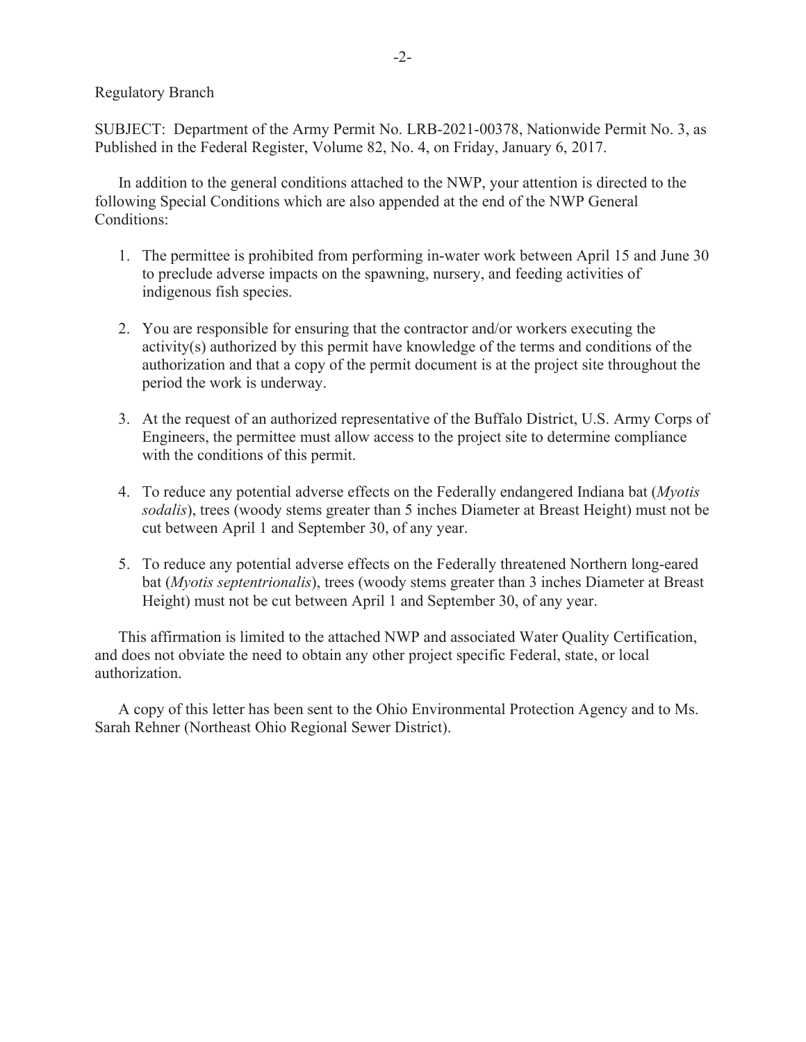Regulatory Branch

SUBJECT: Department of the Army Permit No. LRB-2021-00378, Nationwide Permit No. 3, as Published in the Federal Register, Volume 82, No. 4, on Friday, January 6, 2017.

In addition to the general conditions attached to the NWP, your attention is directed to the following Special Conditions which are also appended at the end of the NWP General Conditions:

1. The permittee is prohibited from performing in-water work between April 15 and June 30 to preclude adverse impacts on the spawning, nursery, and feeding activities of indigenous fish species.

2. You are responsible for ensuring that the contractor and/or workers executing the activity(s) authorized by this permit have knowledge of the terms and conditions of the authorization and that a copy of the permit document is at the project site throughout the period the work is underway.

3. At the request of an authorized representative of the Buffalo District, U.S. Army Corps of Engineers, the permittee must allow access to the project site to determine compliance with the conditions of this permit.

4. To reduce any potential adverse effects on the Federally endangered Indiana bat (*Myotis sodalis*), trees (woody stems greater than 5 inches Diameter at Breast Height) must not be cut between April 1 and September 30, of any year.

5. To reduce any potential adverse effects on the Federally threatened Northern long-eared bat (*Myotis septentrionalis*), trees (woody stems greater than 3 inches Diameter at Breast Height) must not be cut between April 1 and September 30, of any year.

This affirmation is limited to the attached NWP and associated Water Quality Certification, and does not obviate the need to obtain any other project specific Federal, state, or local authorization.

A copy of this letter has been sent to the Ohio Environmental Protection Agency and to Ms. Sarah Rehner (Northeast Ohio Regional Sewer District).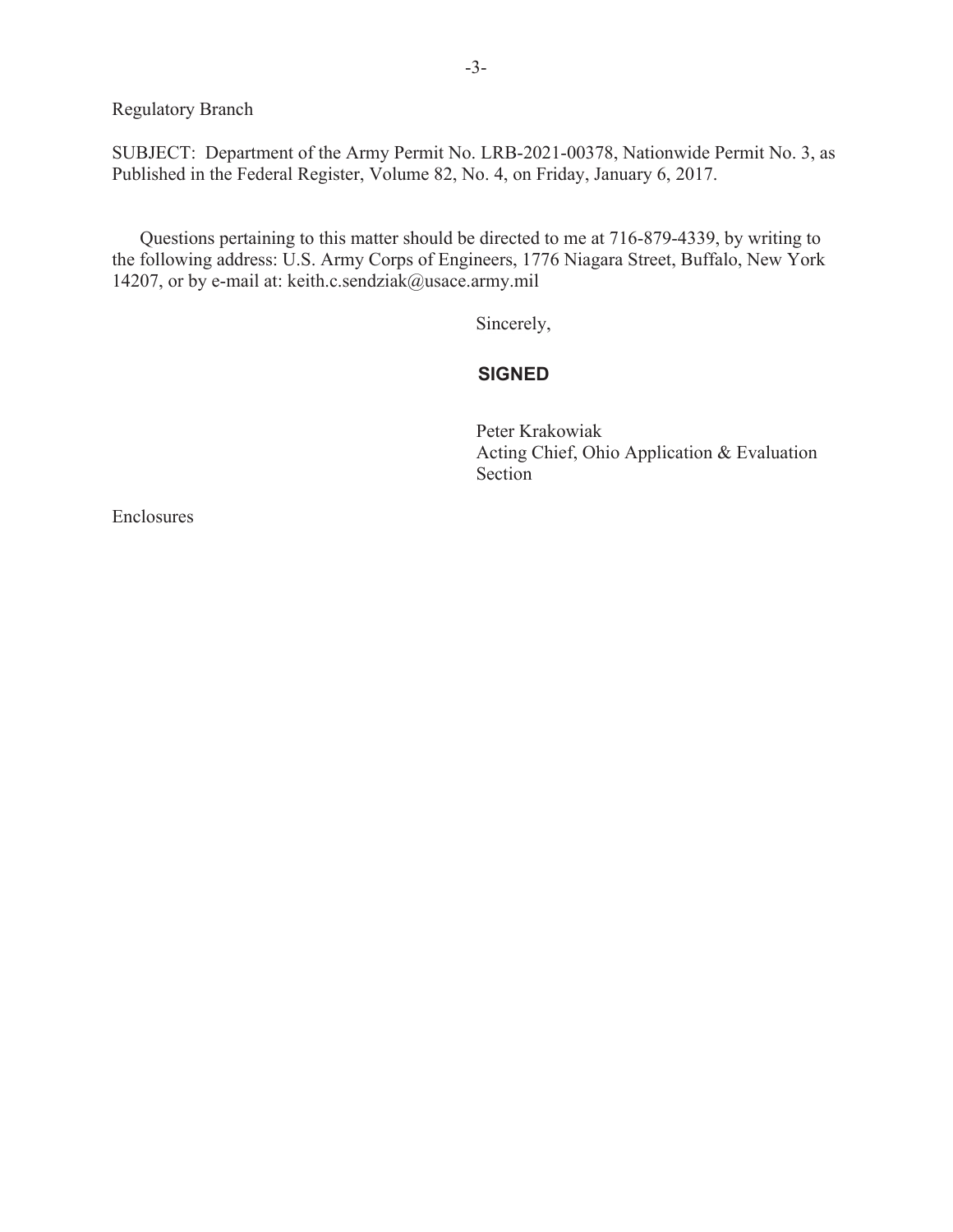Regulatory Branch

SUBJECT: Department of the Army Permit No. LRB-2021-00378, Nationwide Permit No. 3, as Published in the Federal Register, Volume 82, No. 4, on Friday, January 6, 2017.

Questions pertaining to this matter should be directed to me at 716-879-4339, by writing to the following address: U.S. Army Corps of Engineers, 1776 Niagara Street, Buffalo, New York 14207, or by e-mail at: keith.c.sendziak@usace.army.mil

Sincerely,

**SIGNED**

Peter Krakowiak
Acting Chief, Ohio Application & Evaluation Section

Enclosures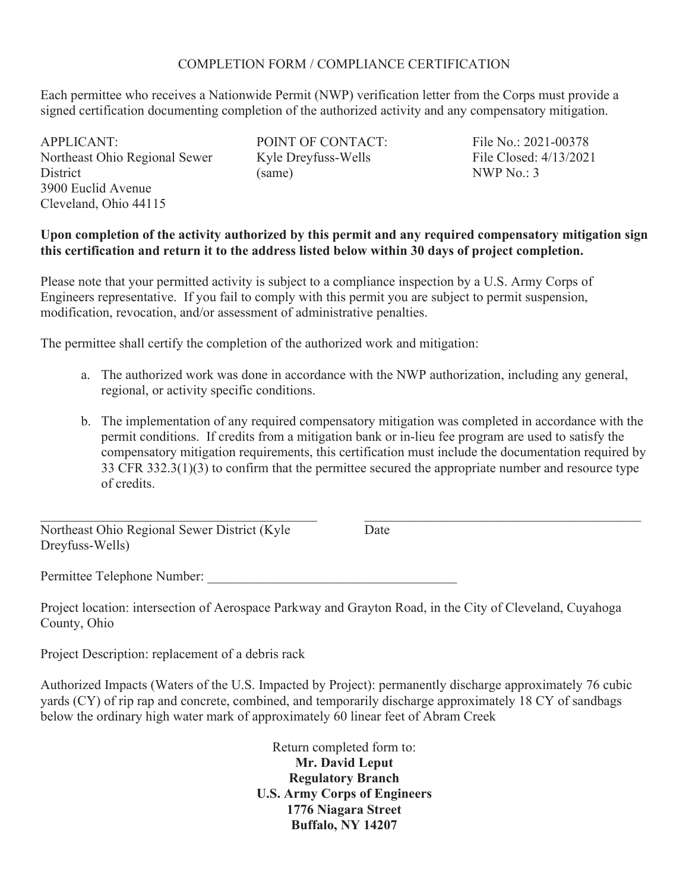# COMPLETION FORM / COMPLIANCE CERTIFICATION

Each permittee who receives a Nationwide Permit (NWP) verification letter from the Corps must provide a signed certification documenting completion of the authorized activity and any compensatory mitigation.

| APPLICANT: | POINT OF CONTACT: | File No.: 2021-00378 |
| --- | --- | --- |
| Northeast Ohio Regional Sewer District | Kyle Dreyfuss-Wells | File Closed: 4/13/2021 |
| 3900 Euclid Avenue | (same) | NWP No.: 3 |
| Cleveland, Ohio 44115 | | |

**Upon completion of the activity authorized by this permit and any required compensatory mitigation sign this certification and return it to the address listed below within 30 days of project completion.**

Please note that your permitted activity is subject to a compliance inspection by a U.S. Army Corps of Engineers representative. If you fail to comply with this permit you are subject to permit suspension, modification, revocation, and/or assessment of administrative penalties.

The permittee shall certify the completion of the authorized work and mitigation:

a. The authorized work was done in accordance with the NWP authorization, including any general, regional, or activity specific conditions.

b. The implementation of any required compensatory mitigation was completed in accordance with the permit conditions. If credits from a mitigation bank or in-lieu fee program are used to satisfy the compensatory mitigation requirements, this certification must include the documentation required by 33 CFR 332.3(1)(3) to confirm that the permittee secured the appropriate number and resource type of credits.

\_\_\_\_\_\_\_\_\_\_\_\_\_\_\_\_\_\_\_\_\_\_\_\_\_\_\_\_\_\_\_\_\_\_\_\_\_\_\_\_\_\_\_ \_\_\_\_\_\_\_\_\_\_\_\_\_\_\_\_\_\_\_\_\_\_\_\_\_\_\_\_\_\_\_\_\_\_\_\_\_\_\_\_\_\_\_

Northeast Ohio Regional Sewer District (Kyle Dreyfuss-Wells) Date

Permittee Telephone Number: \_\_\_\_\_\_\_\_\_\_\_\_\_\_\_\_\_\_\_\_\_\_\_\_\_\_\_\_\_\_\_\_\_\_\_\_\_

Project location: intersection of Aerospace Parkway and Grayton Road, in the City of Cleveland, Cuyahoga County, Ohio

Project Description: replacement of a debris rack

Authorized Impacts (Waters of the U.S. Impacted by Project): permanently discharge approximately 76 cubic yards (CY) of rip rap and concrete, combined, and temporarily discharge approximately 18 CY of sandbags below the ordinary high water mark of approximately 60 linear feet of Abram Creek

Return completed form to:
**Mr. David Leput**
**Regulatory Branch**
**U.S. Army Corps of Engineers**
**1776 Niagara Street**
**Buffalo, NY 14207**